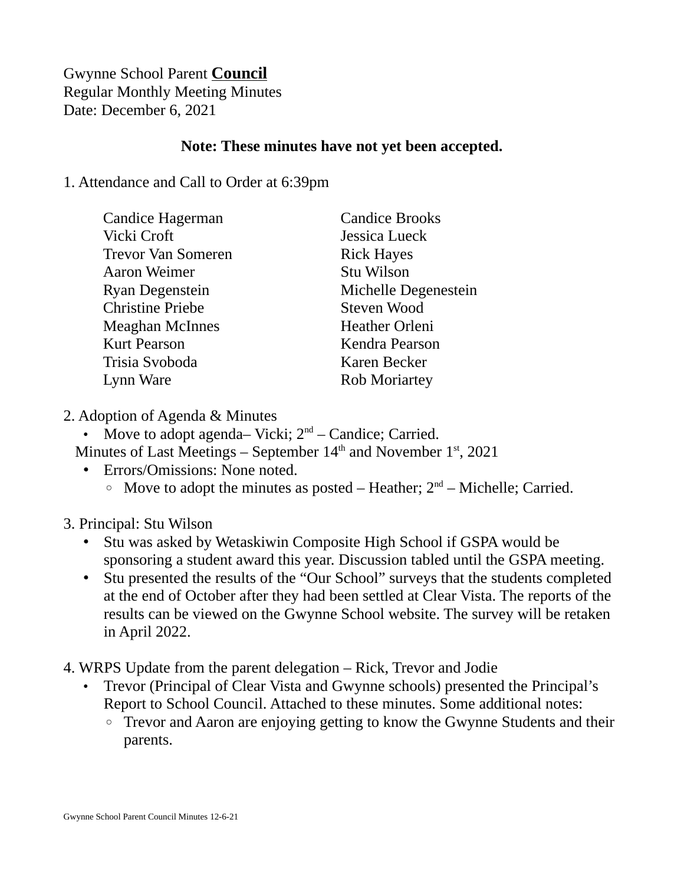Gwynne School Parent **Council**
Regular Monthly Meeting Minutes
Date: December 6, 2021

**Note: These minutes have not yet been accepted.**

1. Attendance and Call to Order at 6:39pm

| | |
|---|---|
| Candice Hagerman | Candice Brooks |
| Vicki Croft | Jessica Lueck |
| Trevor Van Someren | Rick Hayes |
| Aaron Weimer | Stu Wilson |
| Ryan Degenstein | Michelle Degenestein |
| Christine Priebe | Steven Wood |
| Meaghan McInnes | Heather Orleni |
| Kurt Pearson | Kendra Pearson |
| Trisia Svoboda | Karen Becker |
| Lynn Ware | Rob Moriartey |

2. Adoption of Agenda & Minutes

- Move to adopt agenda– Vicki; 2nd – Candice; Carried.

Minutes of Last Meetings – September 14th and November 1st, 2021

- Errors/Omissions: None noted.
  - Move to adopt the minutes as posted – Heather; 2nd – Michelle; Carried.

3. Principal: Stu Wilson

- Stu was asked by Wetaskiwin Composite High School if GSPA would be sponsoring a student award this year. Discussion tabled until the GSPA meeting.
- Stu presented the results of the "Our School" surveys that the students completed at the end of October after they had been settled at Clear Vista. The reports of the results can be viewed on the Gwynne School website. The survey will be retaken in April 2022.

4. WRPS Update from the parent delegation – Rick, Trevor and Jodie

- Trevor (Principal of Clear Vista and Gwynne schools) presented the Principal's Report to School Council. Attached to these minutes. Some additional notes:
  - Trevor and Aaron are enjoying getting to know the Gwynne Students and their parents.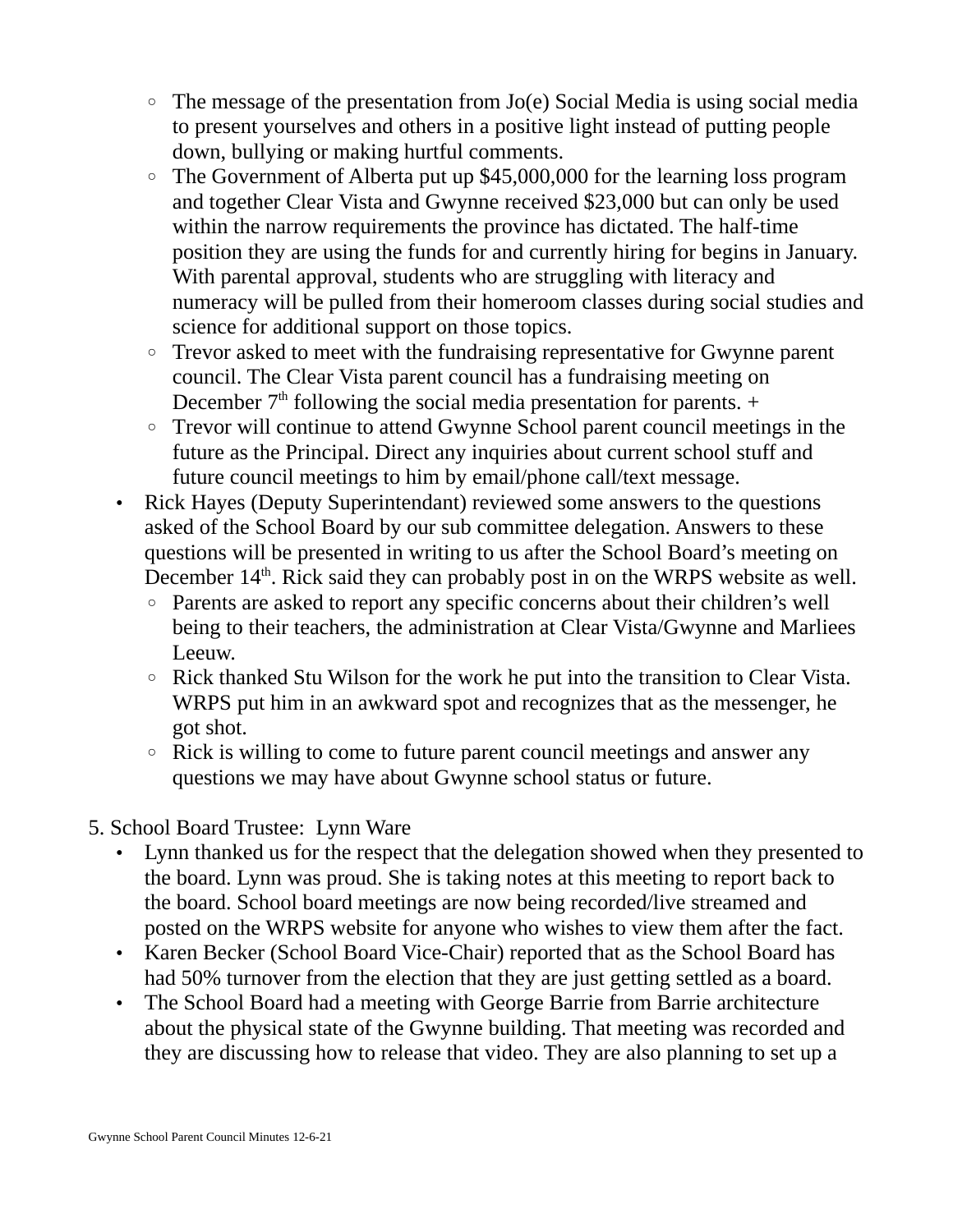- The message of the presentation from Jo(e) Social Media is using social media to present yourselves and others in a positive light instead of putting people down, bullying or making hurtful comments.
   - The Government of Alberta put up $45,000,000 for the learning loss program and together Clear Vista and Gwynne received $23,000 but can only be used within the narrow requirements the province has dictated. The half-time position they are using the funds for and currently hiring for begins in January. With parental approval, students who are struggling with literacy and numeracy will be pulled from their homeroom classes during social studies and science for additional support on those topics.
   - Trevor asked to meet with the fundraising representative for Gwynne parent council. The Clear Vista parent council has a fundraising meeting on December 7th following the social media presentation for parents. +
   - Trevor will continue to attend Gwynne School parent council meetings in the future as the Principal. Direct any inquiries about current school stuff and future council meetings to him by email/phone call/text message.
- Rick Hayes (Deputy Superintendant) reviewed some answers to the questions asked of the School Board by our sub committee delegation. Answers to these questions will be presented in writing to us after the School Board's meeting on December 14th. Rick said they can probably post in on the WRPS website as well.
   - Parents are asked to report any specific concerns about their children's well being to their teachers, the administration at Clear Vista/Gwynne and Marliees Leeuw.
   - Rick thanked Stu Wilson for the work he put into the transition to Clear Vista. WRPS put him in an awkward spot and recognizes that as the messenger, he got shot.
   - Rick is willing to come to future parent council meetings and answer any questions we may have about Gwynne school status or future.

5. School Board Trustee: Lynn Ware

- Lynn thanked us for the respect that the delegation showed when they presented to the board. Lynn was proud. She is taking notes at this meeting to report back to the board. School board meetings are now being recorded/live streamed and posted on the WRPS website for anyone who wishes to view them after the fact.
- Karen Becker (School Board Vice-Chair) reported that as the School Board has had 50% turnover from the election that they are just getting settled as a board.
- The School Board had a meeting with George Barrie from Barrie architecture about the physical state of the Gwynne building. That meeting was recorded and they are discussing how to release that video. They are also planning to set up a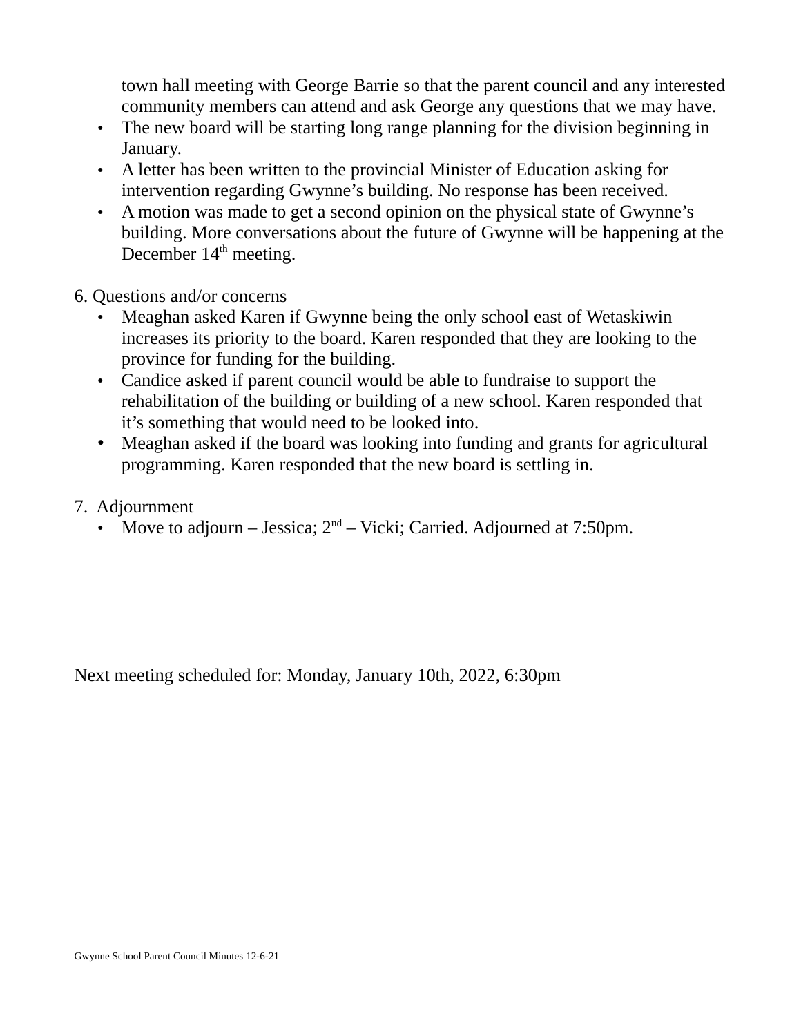town hall meeting with George Barrie so that the parent council and any interested community members can attend and ask George any questions that we may have.

- The new board will be starting long range planning for the division beginning in January.
- A letter has been written to the provincial Minister of Education asking for intervention regarding Gwynne's building. No response has been received.
- A motion was made to get a second opinion on the physical state of Gwynne's building. More conversations about the future of Gwynne will be happening at the December 14th meeting.

6. Questions and/or concerns

- Meaghan asked Karen if Gwynne being the only school east of Wetaskiwin increases its priority to the board. Karen responded that they are looking to the province for funding for the building.
- Candice asked if parent council would be able to fundraise to support the rehabilitation of the building or building of a new school. Karen responded that it's something that would need to be looked into.
- Meaghan asked if the board was looking into funding and grants for agricultural programming. Karen responded that the new board is settling in.

7. Adjournment

- Move to adjourn – Jessica; 2nd – Vicki; Carried. Adjourned at 7:50pm.

Next meeting scheduled for: Monday, January 10th, 2022, 6:30pm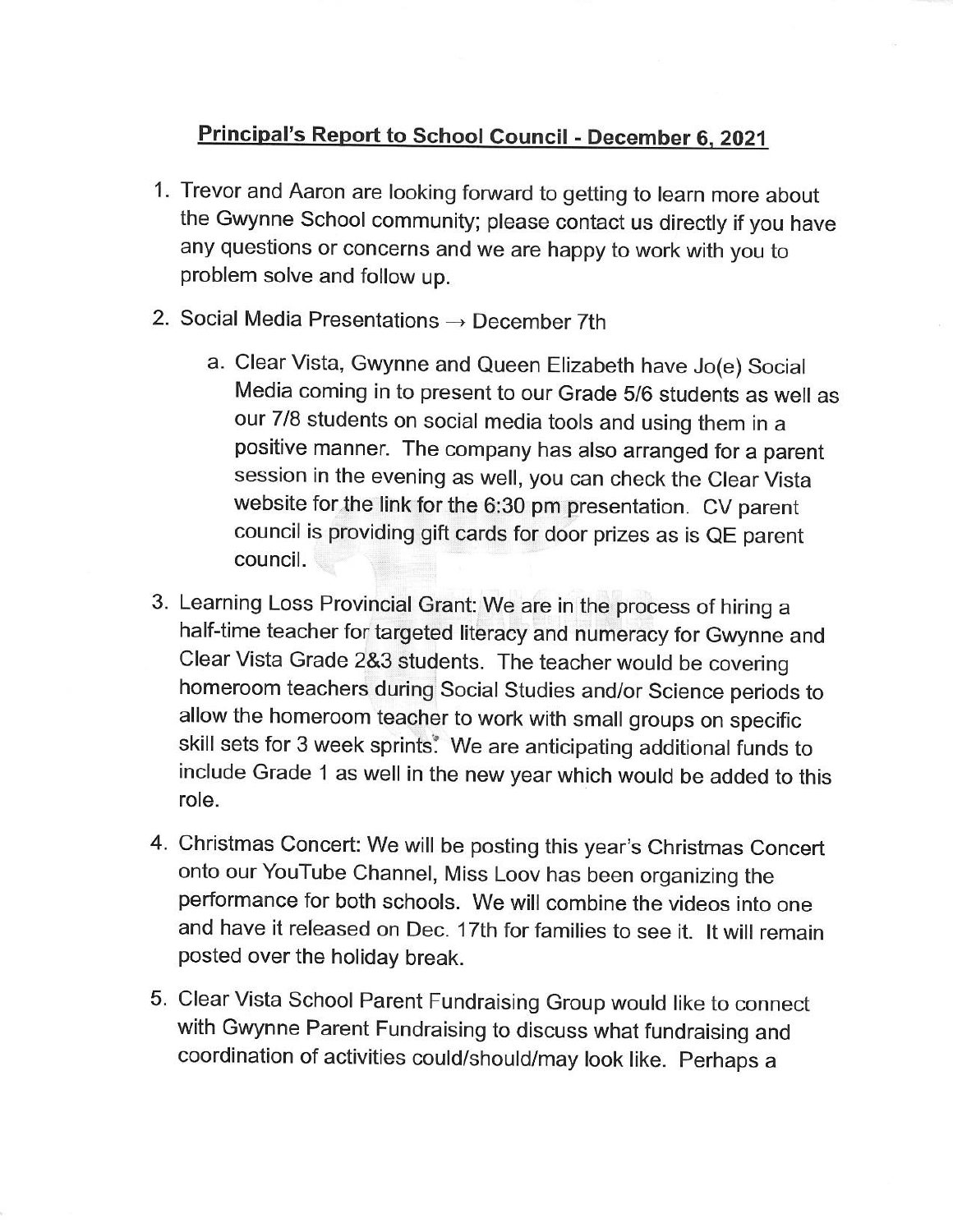## **Principal's Report to School Council - December 6, 2021**

1. Trevor and Aaron are looking forward to getting to learn more about the Gwynne School community; please contact us directly if you have any questions or concerns and we are happy to work with you to problem solve and follow up.

2. Social Media Presentations → December 7th

   a. Clear Vista, Gwynne and Queen Elizabeth have Jo(e) Social Media coming in to present to our Grade 5/6 students as well as our 7/8 students on social media tools and using them in a positive manner. The company has also arranged for a parent session in the evening as well, you can check the Clear Vista website for the link for the 6:30 pm presentation. CV parent council is providing gift cards for door prizes as is QE parent council.

3. Learning Loss Provincial Grant: We are in the process of hiring a half-time teacher for targeted literacy and numeracy for Gwynne and Clear Vista Grade 2&3 students. The teacher would be covering homeroom teachers during Social Studies and/or Science periods to allow the homeroom teacher to work with small groups on specific skill sets for 3 week sprints. We are anticipating additional funds to include Grade 1 as well in the new year which would be added to this role.

4. Christmas Concert: We will be posting this year's Christmas Concert onto our YouTube Channel, Miss Loov has been organizing the performance for both schools. We will combine the videos into one and have it released on Dec. 17th for families to see it. It will remain posted over the holiday break.

5. Clear Vista School Parent Fundraising Group would like to connect with Gwynne Parent Fundraising to discuss what fundraising and coordination of activities could/should/may look like. Perhaps a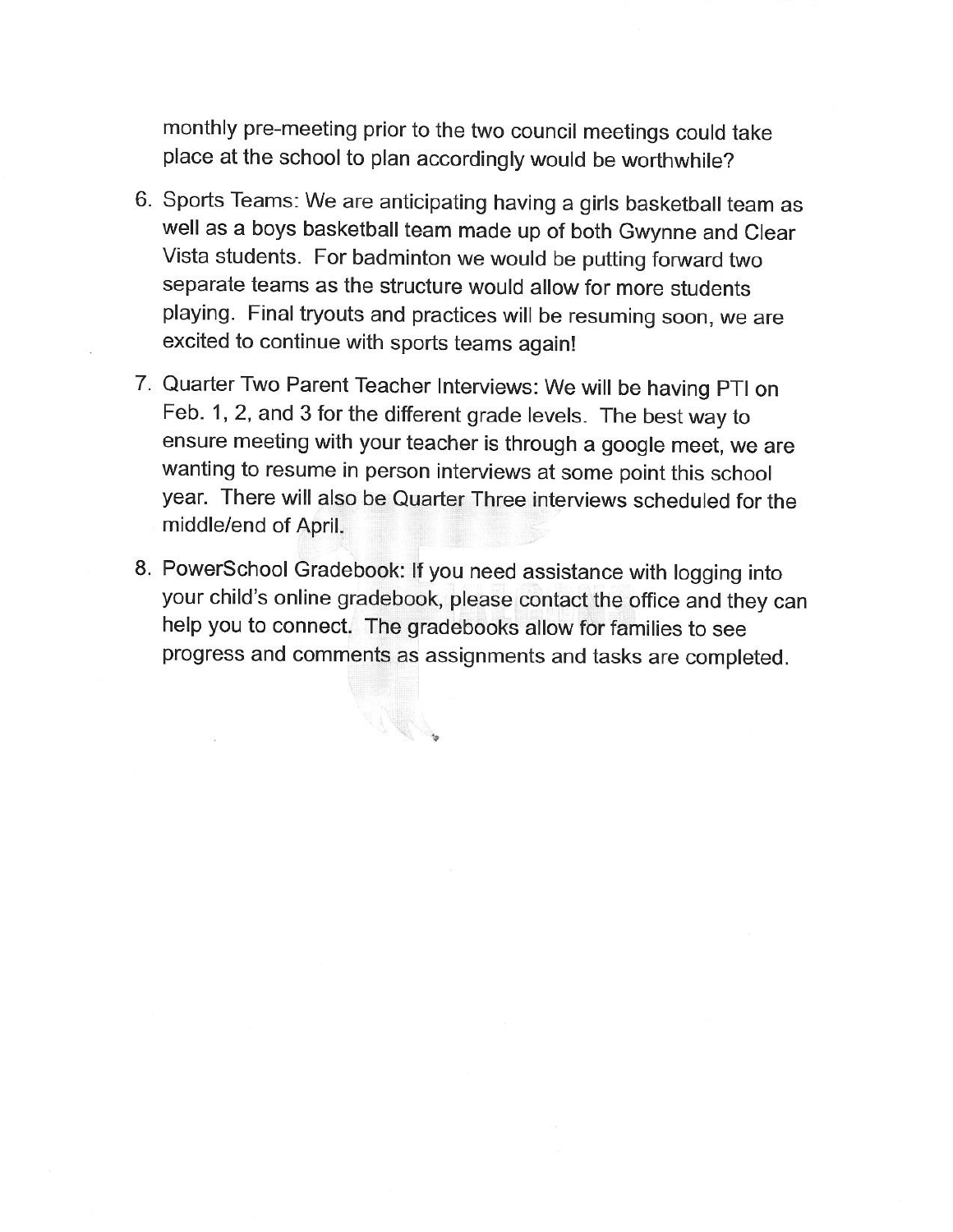monthly pre-meeting prior to the two council meetings could take place at the school to plan accordingly would be worthwhile?

6. Sports Teams: We are anticipating having a girls basketball team as well as a boys basketball team made up of both Gwynne and Clear Vista students. For badminton we would be putting forward two separate teams as the structure would allow for more students playing. Final tryouts and practices will be resuming soon, we are excited to continue with sports teams again!

7. Quarter Two Parent Teacher Interviews: We will be having PTI on Feb. 1, 2, and 3 for the different grade levels. The best way to ensure meeting with your teacher is through a google meet, we are wanting to resume in person interviews at some point this school year. There will also be Quarter Three interviews scheduled for the middle/end of April.

8. PowerSchool Gradebook: If you need assistance with logging into your child's online gradebook, please contact the office and they can help you to connect. The gradebooks allow for families to see progress and comments as assignments and tasks are completed.